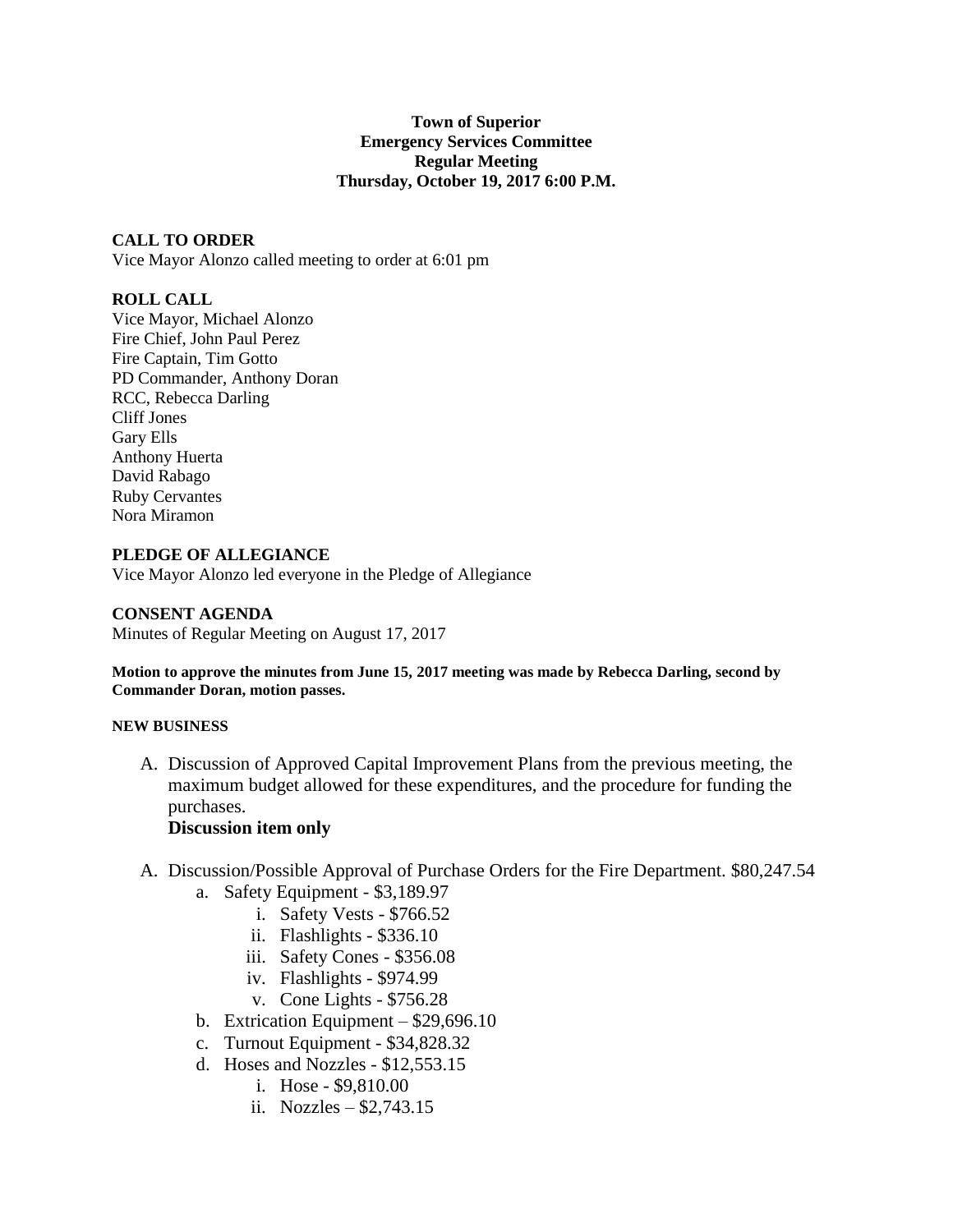**Town of Superior**
**Emergency Services Committee**
**Regular Meeting**
**Thursday, October 19, 2017 6:00 P.M.**

**CALL TO ORDER**
Vice Mayor Alonzo called meeting to order at 6:01 pm

**ROLL CALL**
Vice Mayor, Michael Alonzo
Fire Chief, John Paul Perez
Fire Captain, Tim Gotto
PD Commander, Anthony Doran
RCC, Rebecca Darling
Cliff Jones
Gary Ells
Anthony Huerta
David Rabago
Ruby Cervantes
Nora Miramon

**PLEDGE OF ALLEGIANCE**
Vice Mayor Alonzo led everyone in the Pledge of Allegiance

**CONSENT AGENDA**
Minutes of Regular Meeting on August 17, 2017

**Motion to approve the minutes from June 15, 2017 meeting was made by Rebecca Darling, second by Commander Doran, motion passes.**

**NEW BUSINESS**

A. Discussion of Approved Capital Improvement Plans from the previous meeting, the maximum budget allowed for these expenditures, and the procedure for funding the purchases.
   **Discussion item only**

A. Discussion/Possible Approval of Purchase Orders for the Fire Department. $80,247.54
   a. Safety Equipment - $3,189.97
      i. Safety Vests - $766.52
      ii. Flashlights - $336.10
      iii. Safety Cones - $356.08
      iv. Flashlights - $974.99
      v. Cone Lights - $756.28
   b. Extrication Equipment – $29,696.10
   c. Turnout Equipment - $34,828.32
   d. Hoses and Nozzles - $12,553.15
      i. Hose - $9,810.00
      ii. Nozzles – $2,743.15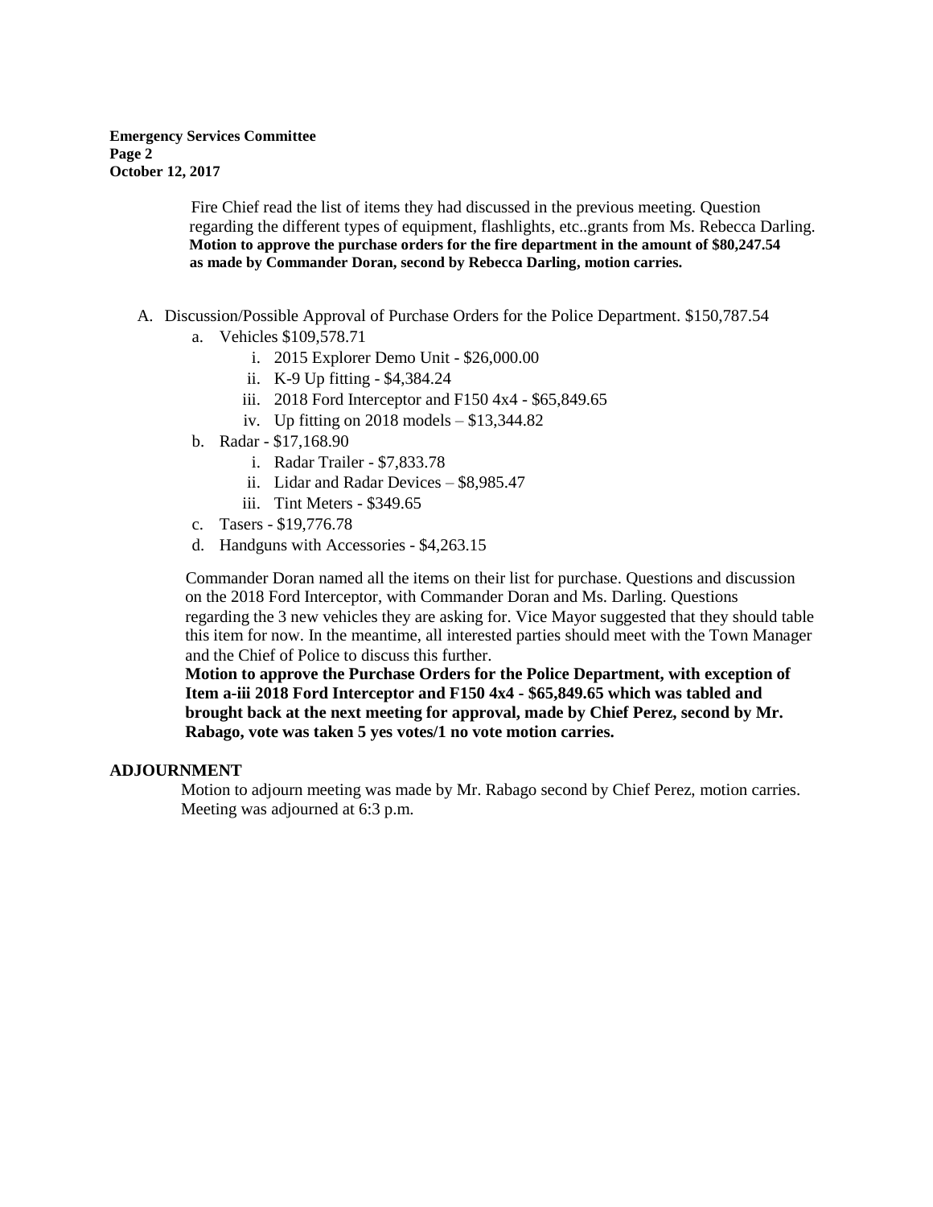Fire Chief read the list of items they had discussed in the previous meeting. Question regarding the different types of equipment, flashlights, etc..grants from Ms. Rebecca Darling. **Motion to approve the purchase orders for the fire department in the amount of $80,247.54 as made by Commander Doran, second by Rebecca Darling, motion carries.**

A. Discussion/Possible Approval of Purchase Orders for the Police Department. $150,787.54
   a. Vehicles $109,578.71
      i. 2015 Explorer Demo Unit - $26,000.00
      ii. K-9 Up fitting - $4,384.24
      iii. 2018 Ford Interceptor and F150 4x4 - $65,849.65
      iv. Up fitting on 2018 models – $13,344.82
   b. Radar - $17,168.90
      i. Radar Trailer - $7,833.78
      ii. Lidar and Radar Devices – $8,985.47
      iii. Tint Meters - $349.65
   c. Tasers - $19,776.78
   d. Handguns with Accessories - $4,263.15

Commander Doran named all the items on their list for purchase. Questions and discussion on the 2018 Ford Interceptor, with Commander Doran and Ms. Darling. Questions regarding the 3 new vehicles they are asking for. Vice Mayor suggested that they should table this item for now. In the meantime, all interested parties should meet with the Town Manager and the Chief of Police to discuss this further.
**Motion to approve the Purchase Orders for the Police Department, with exception of Item a-iii 2018 Ford Interceptor and F150 4x4 - $65,849.65 which was tabled and brought back at the next meeting for approval, made by Chief Perez, second by Mr. Rabago, vote was taken 5 yes votes/1 no vote motion carries.**

## ADJOURNMENT

Motion to adjourn meeting was made by Mr. Rabago second by Chief Perez, motion carries. Meeting was adjourned at 6:3 p.m.